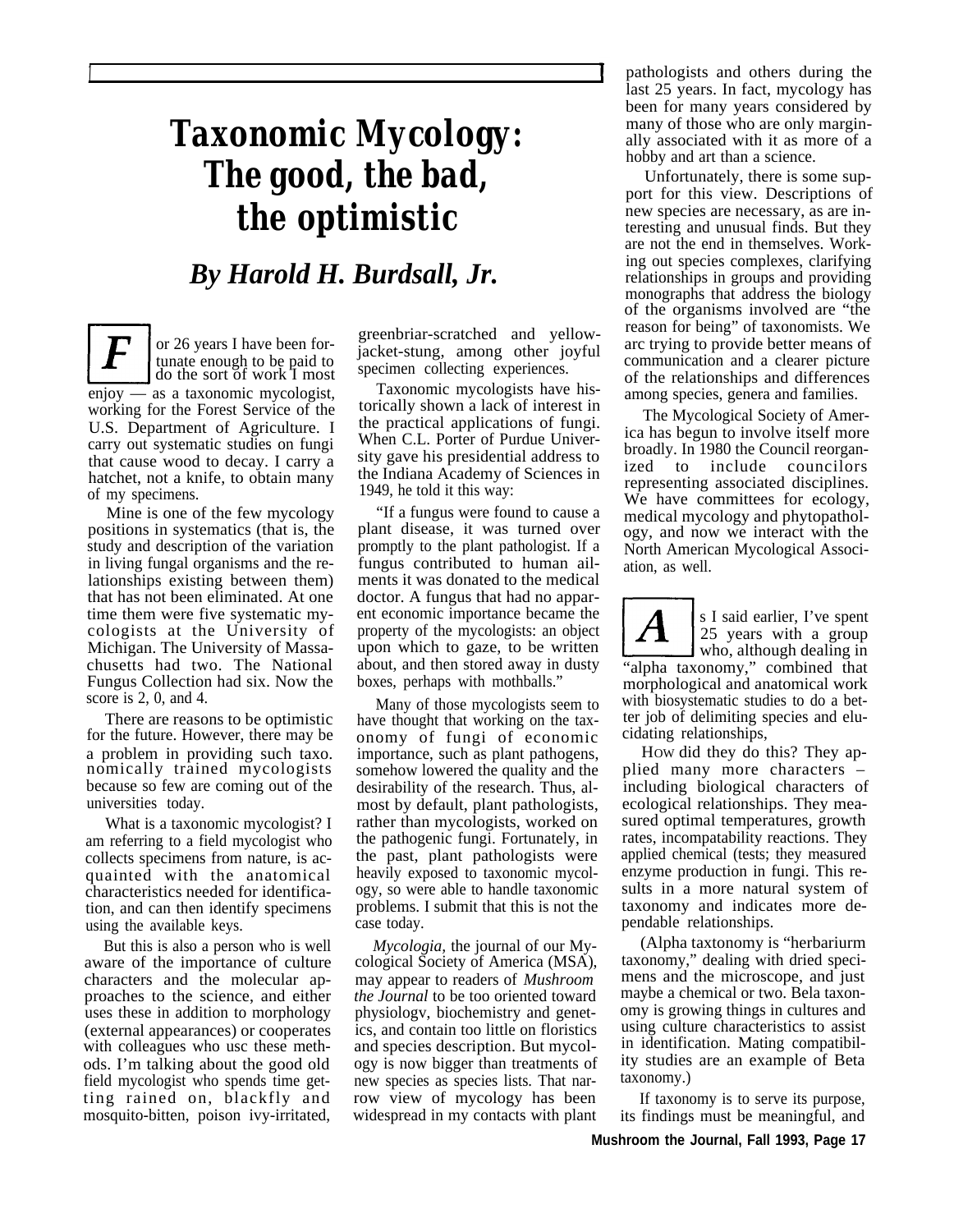# Taxonomic Mycology: The good, the bad, the optimistic

## *By Harold H. Burdsall, Jr.*

For 26 years I have been fortunate enough to be paid to do the sort of work I most enjoy — as a taxonomic mycologist, working for the Forest Service of the U.S. Department of Agriculture. I carry out systematic studies on fungi that cause wood to decay. I carry a hatchet, not a knife, to obtain many of my specimens.

Mine is one of the few mycology positions in systematics (that is, the study and description of the variation in living fungal organisms and the relationships existing between them) that has not been eliminated. At one time them were five systematic mycologists at the University of Michigan. The University of Massachusetts had two. The National Fungus Collection had six. Now the score is 2, 0, and 4.

There are reasons to be optimistic for the future. However, there may be a problem in providing such taxonomically trained mycologists because so few are coming out of the universities today.

What is a taxonomic mycologist? I am referring to a field mycologist who collects specimens from nature, is acquainted with the anatomical characteristics needed for identification, and can then identify specimens using the available keys.

But this is also a person who is well aware of the importance of culture characters and the molecular approaches to the science, and either uses these in addition to morphology (external appearances) or cooperates with colleagues who usc these methods. I'm talking about the good old field mycologist who spends time getting rained on, blackfly and mosquito-bitten, poison ivy-irritated, greenbriar-scratched and yellowjacket-stung, among other joyful specimen collecting experiences.

Taxonomic mycologists have historically shown a lack of interest in the practical applications of fungi. When C.L. Porter of Purdue University gave his presidential address to the Indiana Academy of Sciences in 1949, he told it this way:

"If a fungus were found to cause a plant disease, it was turned over promptly to the plant pathologist. If a fungus contributed to human ailments it was donated to the medical doctor. A fungus that had no apparent economic importance became the property of the mycologists: an object upon which to gaze, to be written about, and then stored away in dusty boxes, perhaps with mothballs."

Many of those mycologists seem to have thought that working on the taxonomy of fungi of economic importance, such as plant pathogens, somehow lowered the quality and the desirability of the research. Thus, almost by default, plant pathologists, rather than mycologists, worked on the pathogenic fungi. Fortunately, in the past, plant pathologists were heavily exposed to taxonomic mycology, so were able to handle taxonomic problems. I submit that this is not the case today.

*Mycologia*, the journal of our Mycological Society of America (MSA), may appear to readers of *Mushroom the Journal* to be too oriented toward physiologv, biochemistry and genetics, and contain too little on floristics and species description. But mycology is now bigger than treatments of new species as species lists. That narrow view of mycology has been widespread in my contacts with plant pathologists and others during the last 25 years. In fact, mycology has been for many years considered by many of those who are only marginally associated with it as more of a hobby and art than a science.

Unfortunately, there is some support for this view. Descriptions of new species are necessary, as are interesting and unusual finds. But they are not the end in themselves. Working out species complexes, clarifying relationships in groups and providing monographs that address the biology of the organisms involved are "the reason for being" of taxonomists. We arc trying to provide better means of communication and a clearer picture of the relationships and differences among species, genera and families.

The Mycological Society of America has begun to involve itself more broadly. In 1980 the Council reorganized to include councilors representing associated disciplines. We have committees for ecology, medical mycology and phytopathology, and now we interact with the North American Mycological Association, as well.

As I said earlier, I've spent 25 years with a group who, although dealing in "alpha taxonomy," combined that morphological and anatomical work with biosystematic studies to do a better job of delimiting species and elucidating relationships,

HOW did they do this? They applied many more characters – including biological characters of ecological relationships. They measured optimal temperatures, growth rates, incompatability reactions. They applied chemical (tests; they measured enzyme production in fungi. This results in a more natural system of taxonomy and indicates more dependable relationships.

(Alpha taxtonomy is "herbariurm taxonomy," dealing with dried specimens and the microscope, and just maybe a chemical or two. Bela taxonomy is growing things in cultures and using culture characteristics to assist in identification. Mating compatibility studies are an example of Beta taxonomy.)

If taxonomy is to serve its purpose, its findings must be meaningful, and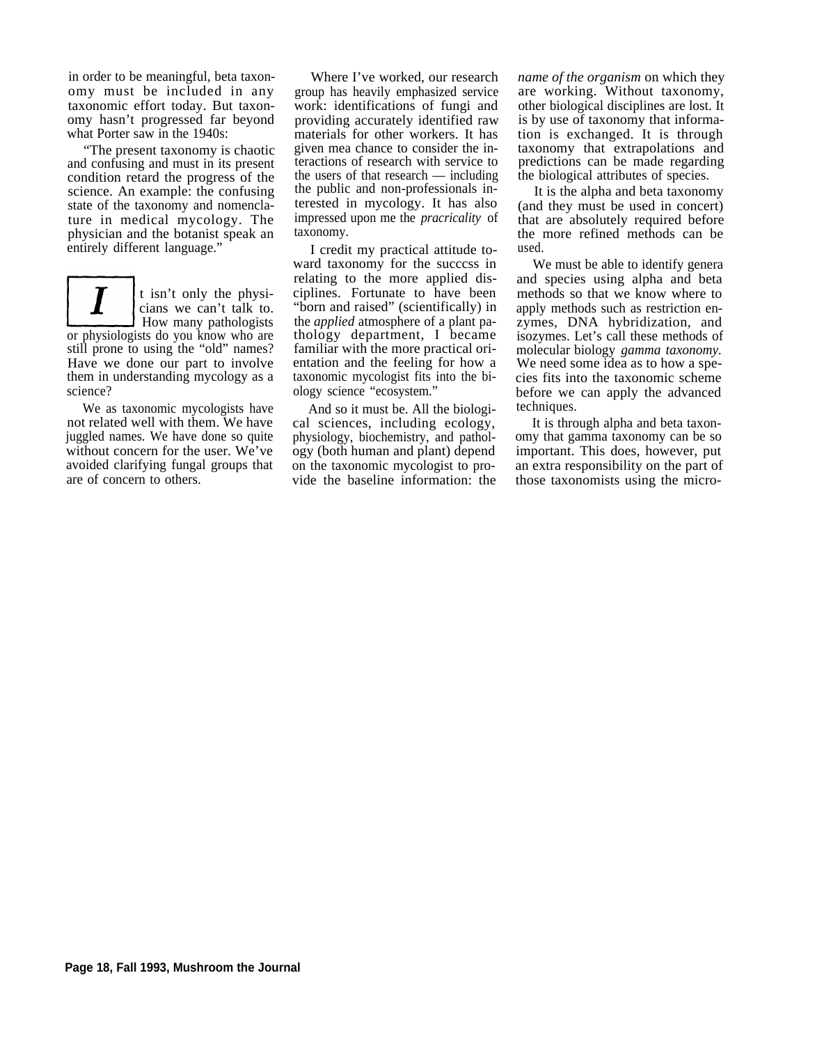in order to be meaningful, beta taxonomy must be included in any taxonomic effort today. But taxonomy hasn't progressed far beyond what Porter saw in the 1940s:

"The present taxonomy is chaotic and confusing and must in its present condition retard the progress of the science. An example: the confusing state of the taxonomy and nomenclature in medical mycology. The physician and the botanist speak an entirely different language."

It isn't only the physicians we can't talk to. How many pathologists or physiologists do you know who are still prone to using the "old" names? Have we done our part to involve them in understanding mycology as a science?

We as taxonomic mycologists have not related well with them. We have juggled names. We have done so quite without concern for the user. We've avoided clarifying fungal groups that are of concern to others.

Where I've worked, our research group has heavily emphasized service work: identifications of fungi and providing accurately identified raw materials for other workers. It has given mea chance to consider the interactions of research with service to the users of that research — including the public and non-professionals interested in mycology. It has also impressed upon me the *pracricality* of taxonomy.

I credit my practical attitude toward taxonomy for the succcss in relating to the more applied disciplines. Fortunate to have been "born and raised" (scientifically) in the *applied* atmosphere of a plant pathology department, I became familiar with the more practical orientation and the feeling for how a taxonomic mycologist fits into the biology science "ecosystem."

And so it must be. All the biological sciences, including ecology, physiology, biochemistry, and pathology (both human and plant) depend on the taxonomic mycologist to provide the baseline information: the *name of the organism* on which they are working. Without taxonomy, other biological disciplines are lost. It is by use of taxonomy that information is exchanged. It is through taxonomy that extrapolations and predictions can be made regarding the biological attributes of species.

It is the alpha and beta taxonomy (and they must be used in concert) that are absolutely required before the more refined methods can be used.

We must be able to identify genera and species using alpha and beta methods so that we know where to apply methods such as restriction enzymes, DNA hybridization, and isozymes. Let's call these methods of molecular biology *gamma taxonomy.* We need some idea as to how a species fits into the taxonomic scheme before we can apply the advanced techniques.

It is through alpha and beta taxonomy that gamma taxonomy can be so important. This does, however, put an extra responsibility on the part of those taxonomists using the micro-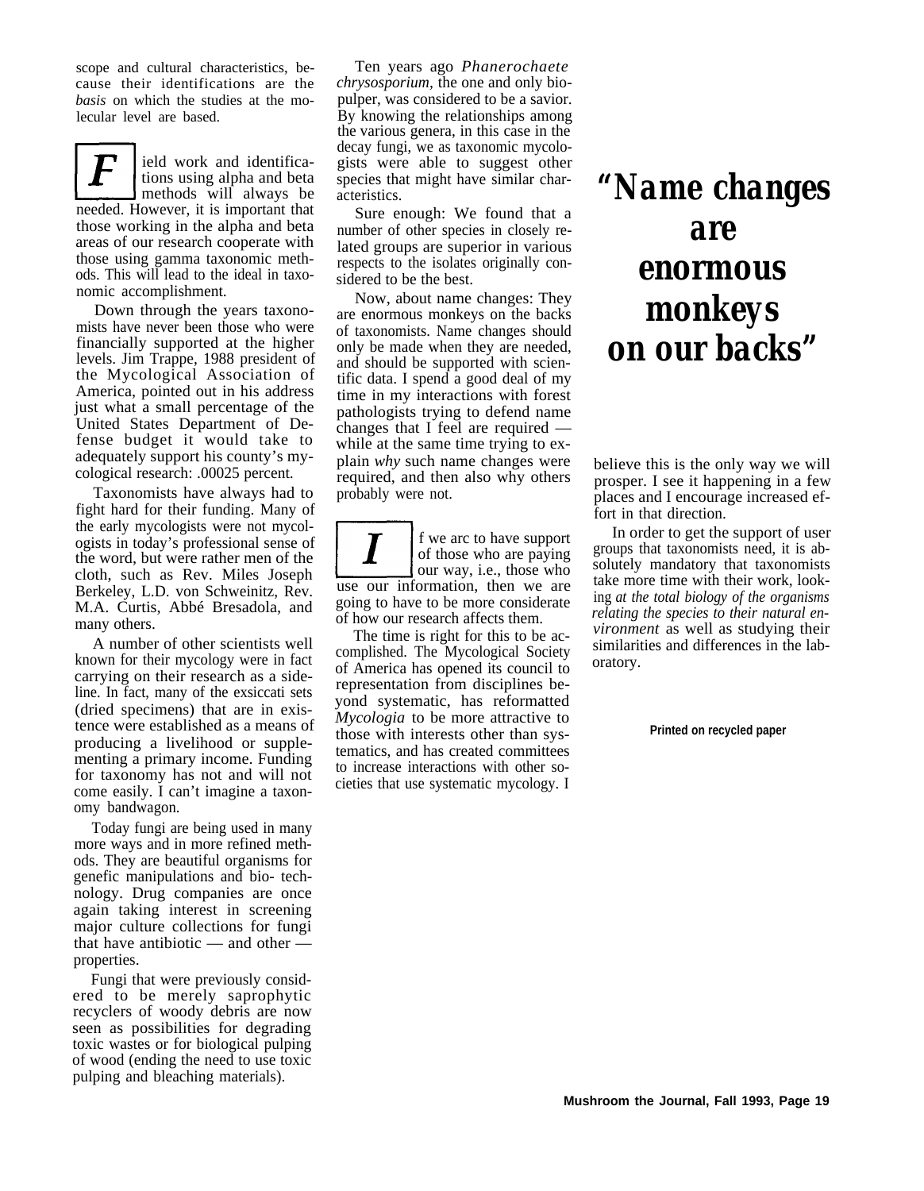scope and cultural characteristics, because their identifications are the *basis* on which the studies at the molecular level are based.

Field work and identifications using alpha and beta methods will always be needed. However, it is important that those working in the alpha and beta areas of our research cooperate with those using gamma taxonomic methods. This will lead to the ideal in taxonomic accomplishment.

Down through the years taxonomists have never been those who were financially supported at the higher levels. Jim Trappe, 1988 president of the Mycological Association of America, pointed out in his address just what a small percentage of the United States Department of Defense budget it would take to adequately support his county's mycological research: .00025 percent.

Taxonomists have always had to fight hard for their funding. Many of the early mycologists were not mycologists in today's professional sense of the word, but were rather men of the cloth, such as Rev. Miles Joseph Berkeley, L.D. von Schweinitz, Rev. M.A. Curtis, Abbé Bresadola, and many others.

A number of other scientists well known for their mycology were in fact carrying on their research as a sideline. In fact, many of the exsiccati sets (dried specimens) that are in existence were established as a means of producing a livelihood or supplementing a primary income. Funding for taxonomy has not and will not come easily. I can't imagine a taxonomy bandwagon.

Today fungi are being used in many more ways and in more refined methods. They are beautiful organisms for genefic manipulations and bio- technology. Drug companies are once again taking interest in screening major culture collections for fungi that have antibiotic — and other — properties.

Fungi that were previously considered to be merely saprophytic recyclers of woody debris are now seen as possibilities for degrading toxic wastes or for biological pulping of wood (ending the need to use toxic pulping and bleaching materials).

Ten years ago *Phanerochaete chrysosporium*, the one and only biopulper, was considered to be a savior. By knowing the relationships among the various genera, in this case in the decay fungi, we as taxonomic mycologists were able to suggest other species that might have similar characteristics.

Sure enough: We found that a number of other species in closely related groups are superior in various respects to the isolates originally considered to be the best.

Now, about name changes: They are enormous monkeys on the backs of taxonomists. Name changes should only be made when they are needed, and should be supported with scientific data. I spend a good deal of my time in my interactions with forest pathologists trying to defend name changes that I feel are required — while at the same time trying to explain *why* such name changes were required, and then also why others probably were not.

## "Name changes are enormous monkeys on our backs"

If we arc to have support of those who are paying our way, i.e., those who use our information, then we are going to have to be more considerate of how our research affects them.

The time is right for this to be accomplished. The Mycological Society of America has opened its council to representation from disciplines beyond systematic, has reformatted *Mycologia* to be more attractive to those with interests other than systematics, and has created committees to increase interactions with other societies that use systematic mycology. I believe this is the only way we will prosper. I see it happening in a few places and I encourage increased effort in that direction.

In order to get the support of user groups that taxonomists need, it is absolutely mandatory that taxonomists take more time with their work, looking *at the total biology of the organisms relating the species to their natural environment* as well as studying their similarities and differences in the laboratory.

**Printed on recycled paper**